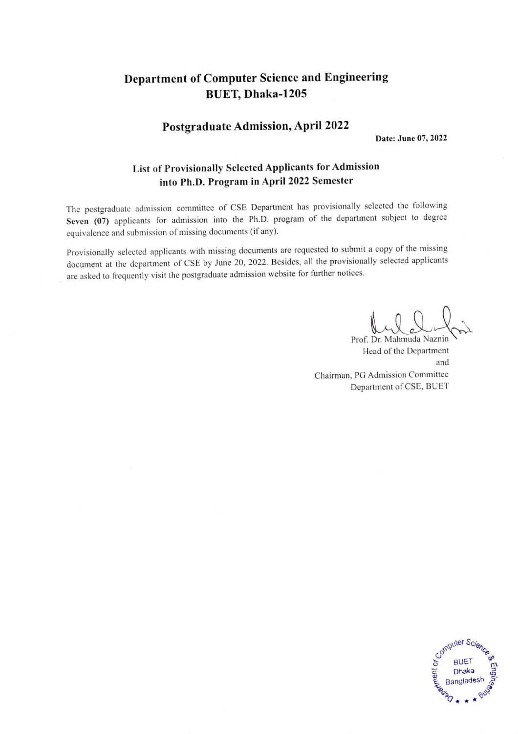# Department of Computer Science and Engineering
# BUET, Dhaka-1205

## Postgraduate Admission, April 2022

**Date: June 07, 2022**

### List of Provisionally Selected Applicants for Admission into Ph.D. Program in April 2022 Semester

The postgraduate admission committee of CSE Department has provisionally selected the following **Seven (07)** applicants for admission into the Ph.D. program of the department subject to degree equivalence and submission of missing documents (if any).

Provisionally selected applicants with missing documents are requested to submit a copy of the missing document at the department of CSE by June 20, 2022. Besides, all the provisionally selected applicants are asked to frequently visit the postgraduate admission website for further notices.

Prof. Dr. Mahmuda Naznin
Head of the Department
and
Chairman, PG Admission Committee
Department of CSE, BUET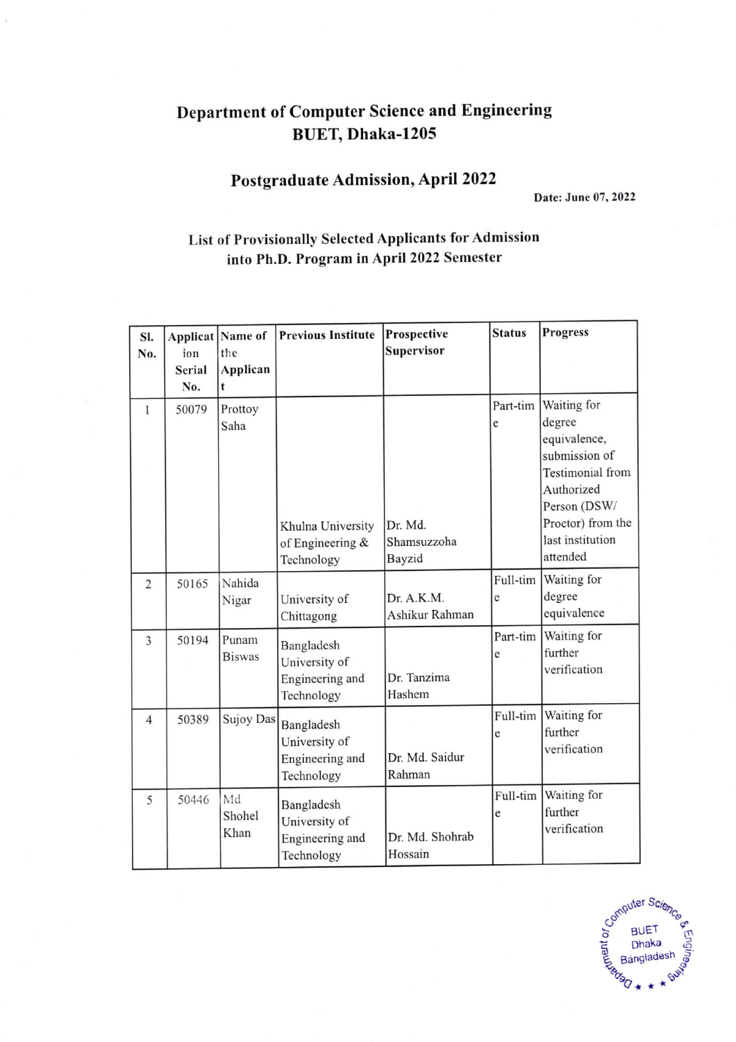# Department of Computer Science and Engineering
# BUET, Dhaka-1205

## Postgraduate Admission, April 2022

**Date: June 07, 2022**

### List of Provisionally Selected Applicants for Admission into Ph.D. Program in April 2022 Semester

| Sl. No. | Application Serial No. | Name of the Applicant | Previous Institute | Prospective Supervisor | Status | Progress |
|---|---|---|---|---|---|---|
| 1 | 50079 | Prottoy Saha | Khulna University of Engineering & Technology | Dr. Md. Shamsuzzoha Bayzid | Part-time | Waiting for degree equivalence, submission of Testimonial from Authorized Person (DSW/ Proctor) from the last institution attended |
| 2 | 50165 | Nahida Nigar | University of Chittagong | Dr. A.K.M. Ashikur Rahman | Full-time | Waiting for degree equivalence |
| 3 | 50194 | Punam Biswas | Bangladesh University of Engineering and Technology | Dr. Tanzima Hashem | Part-time | Waiting for further verification |
| 4 | 50389 | Sujoy Das | Bangladesh University of Engineering and Technology | Dr. Md. Saidur Rahman | Full-time | Waiting for further verification |
| 5 | 50446 | Md Shohel Khan | Bangladesh University of Engineering and Technology | Dr. Md. Shohrab Hossain | Full-time | Waiting for further verification |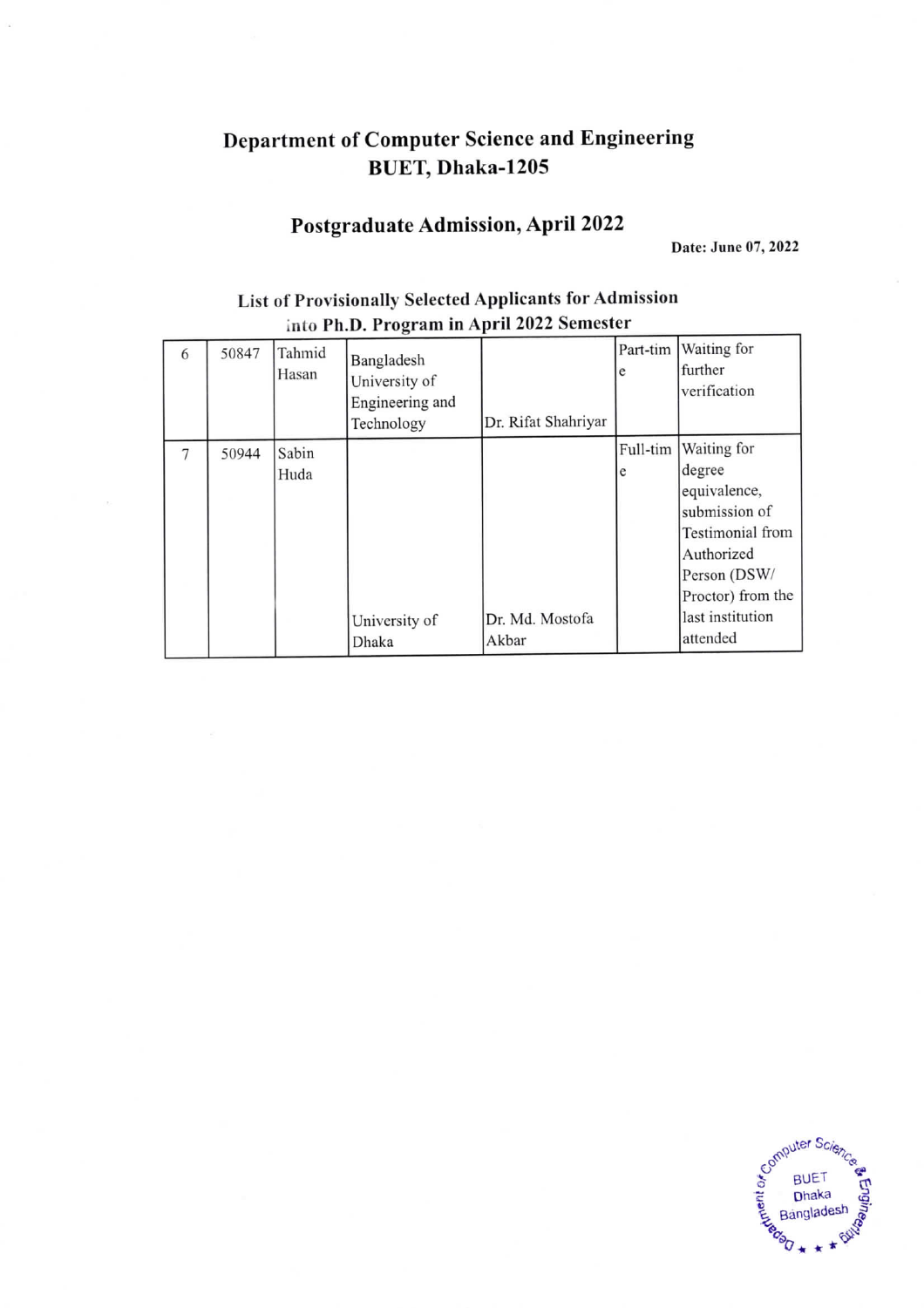# Department of Computer Science and Engineering
# BUET, Dhaka-1205

## Postgraduate Admission, April 2022

**Date: June 07, 2022**

### List of Provisionally Selected Applicants for Admission into Ph.D. Program in April 2022 Semester

| | | | | | | |
|---|---|---|---|---|---|---|
| 6 | 50847 | Tahmid Hasan | Bangladesh University of Engineering and Technology | Dr. Rifat Shahriyar | Part-time | Waiting for further verification |
| 7 | 50944 | Sabin Huda | University of Dhaka | Dr. Md. Mostofa Akbar | Full-time | Waiting for degree equivalence, submission of Testimonial from Authorized Person (DSW/ Proctor) from the last institution attended |

Department of Computer Science & Engineering
BUET
Dhaka
Bangladesh